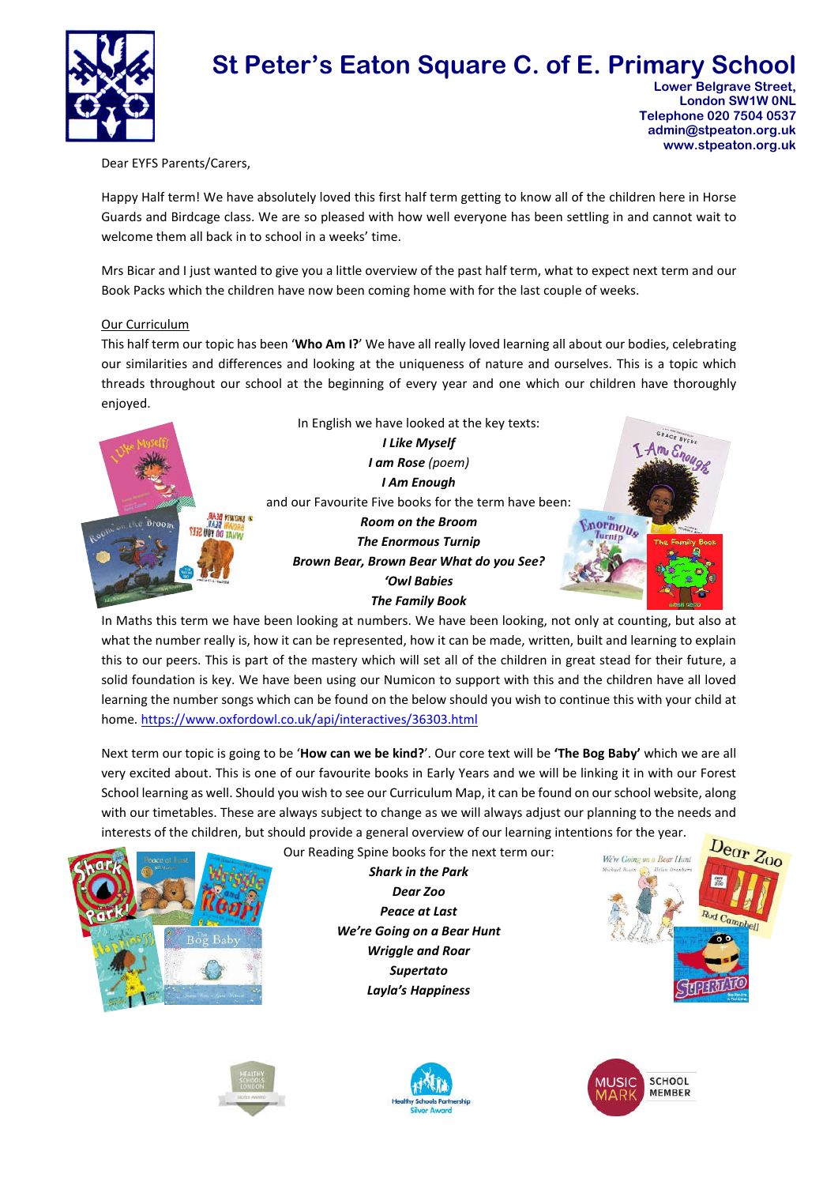# St Peter's Eaton Square C. of E. Primary School

Lower Belgrave Street,
London SW1W 0NL
Telephone 020 7504 0537
admin@stpeaton.org.uk
www.stpeaton.org.uk

Dear EYFS Parents/Carers,

Happy Half term! We have absolutely loved this first half term getting to know all of the children here in Horse Guards and Birdcage class. We are so pleased with how well everyone has been settling in and cannot wait to welcome them all back in to school in a weeks' time.

Mrs Bicar and I just wanted to give you a little overview of the past half term, what to expect next term and our Book Packs which the children have now been coming home with for the last couple of weeks.

Our Curriculum

This half term our topic has been '**Who Am I?**' We have all really loved learning all about our bodies, celebrating our similarities and differences and looking at the uniqueness of nature and ourselves. This is a topic which threads throughout our school at the beginning of every year and one which our children have thoroughly enjoyed.

In English we have looked at the key texts:

***I Like Myself***
***I am Rose*** *(poem)*
***I Am Enough***

and our Favourite Five books for the term have been:

***Room on the Broom***
***The Enormous Turnip***
***Brown Bear, Brown Bear What do you See?***
***'Owl Babies***
***The Family Book***

In Maths this term we have been looking at numbers. We have been looking, not only at counting, but also at what the number really is, how it can be represented, how it can be made, written, built and learning to explain this to our peers. This is part of the mastery which will set all of the children in great stead for their future, a solid foundation is key. We have been using our Numicon to support with this and the children have all loved learning the number songs which can be found on the below should you wish to continue this with your child at home. https://www.oxfordowl.co.uk/api/interactives/36303.html

Next term our topic is going to be '**How can we be kind?**'. Our core text will be **'The Bog Baby'** which we are all very excited about. This is one of our favourite books in Early Years and we will be linking it in with our Forest School learning as well. Should you wish to see our Curriculum Map, it can be found on our school website, along with our timetables. These are always subject to change as we will always adjust our planning to the needs and interests of the children, but should provide a general overview of our learning intentions for the year.

Our Reading Spine books for the next term our:

***Shark in the Park***
***Dear Zoo***
***Peace at Last***
***We're Going on a Bear Hunt***
***Wriggle and Roar***
***Supertato***
***Layla's Happiness***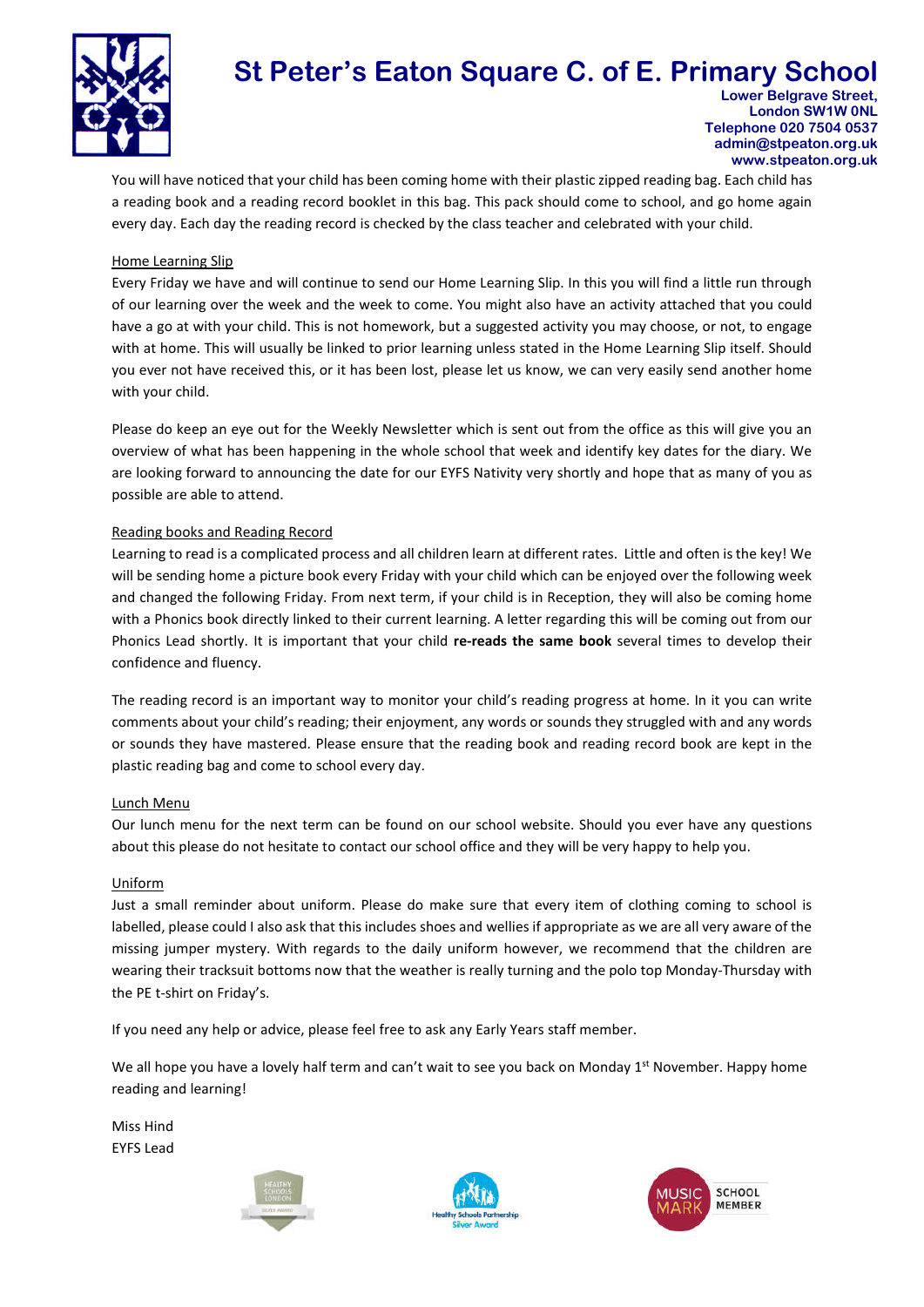# St Peter's Eaton Square C. of E. Primary School

**Lower Belgrave Street,**
**London SW1W 0NL**
**Telephone 020 7504 0537**
**admin@stpeaton.org.uk**
**www.stpeaton.org.uk**

You will have noticed that your child has been coming home with their plastic zipped reading bag. Each child has a reading book and a reading record booklet in this bag. This pack should come to school, and go home again every day. Each day the reading record is checked by the class teacher and celebrated with your child.

Home Learning Slip

Every Friday we have and will continue to send our Home Learning Slip. In this you will find a little run through of our learning over the week and the week to come. You might also have an activity attached that you could have a go at with your child. This is not homework, but a suggested activity you may choose, or not, to engage with at home. This will usually be linked to prior learning unless stated in the Home Learning Slip itself. Should you ever not have received this, or it has been lost, please let us know, we can very easily send another home with your child.

Please do keep an eye out for the Weekly Newsletter which is sent out from the office as this will give you an overview of what has been happening in the whole school that week and identify key dates for the diary. We are looking forward to announcing the date for our EYFS Nativity very shortly and hope that as many of you as possible are able to attend.

Reading books and Reading Record

Learning to read is a complicated process and all children learn at different rates. Little and often is the key! We will be sending home a picture book every Friday with your child which can be enjoyed over the following week and changed the following Friday. From next term, if your child is in Reception, they will also be coming home with a Phonics book directly linked to their current learning. A letter regarding this will be coming out from our Phonics Lead shortly. It is important that your child **re-reads the same book** several times to develop their confidence and fluency.

The reading record is an important way to monitor your child's reading progress at home. In it you can write comments about your child's reading; their enjoyment, any words or sounds they struggled with and any words or sounds they have mastered. Please ensure that the reading book and reading record book are kept in the plastic reading bag and come to school every day.

Lunch Menu

Our lunch menu for the next term can be found on our school website. Should you ever have any questions about this please do not hesitate to contact our school office and they will be very happy to help you.

Uniform

Just a small reminder about uniform. Please do make sure that every item of clothing coming to school is labelled, please could I also ask that this includes shoes and wellies if appropriate as we are all very aware of the missing jumper mystery. With regards to the daily uniform however, we recommend that the children are wearing their tracksuit bottoms now that the weather is really turning and the polo top Monday-Thursday with the PE t-shirt on Friday's.

If you need any help or advice, please feel free to ask any Early Years staff member.

We all hope you have a lovely half term and can't wait to see you back on Monday 1st November. Happy home reading and learning!

Miss Hind
EYFS Lead